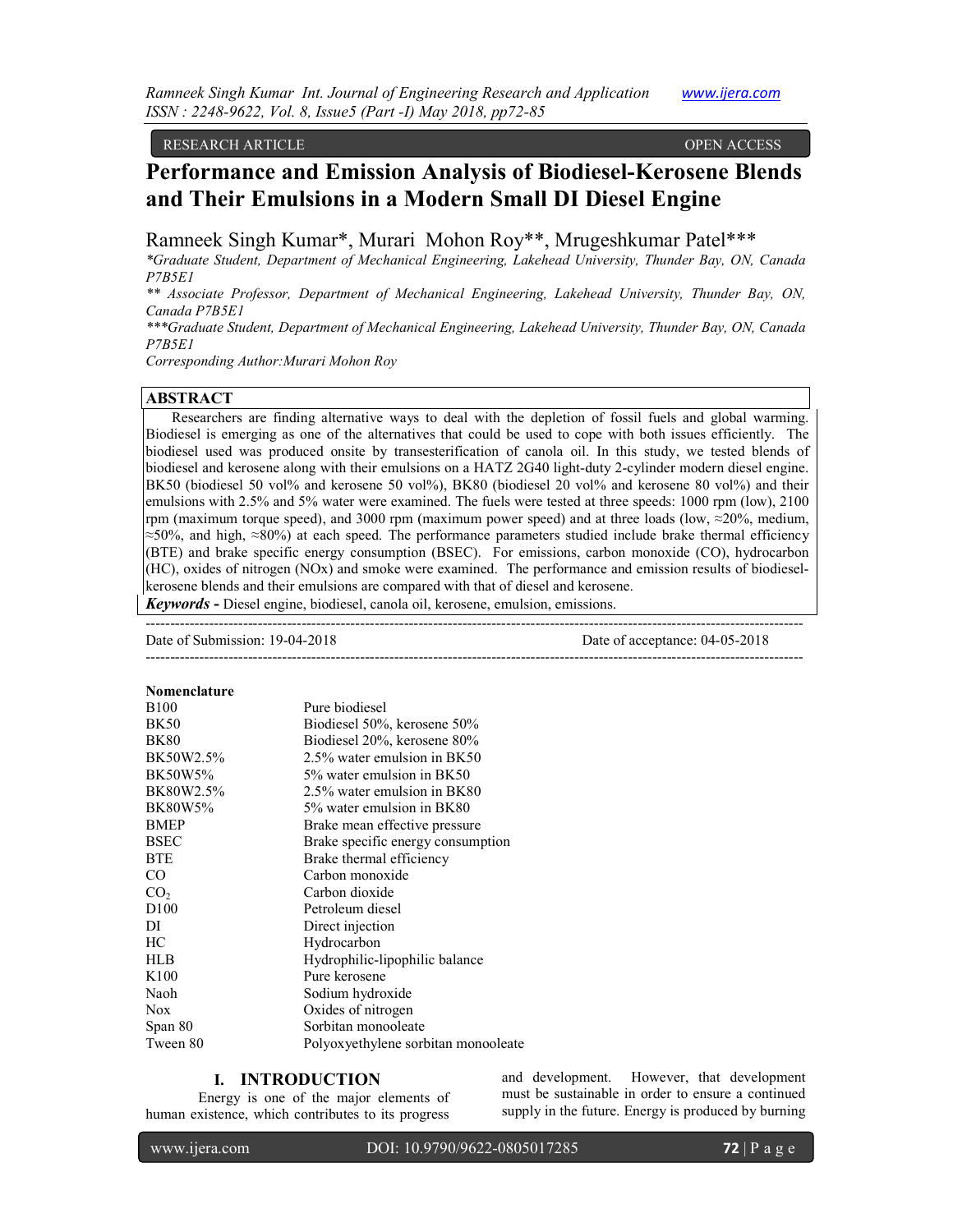RESEARCH ARTICLE OPEN ACCESS

# Performance and Emission Analysis of Biodiesel-Kerosene Blends and Their Emulsions in a Modern Small DI Diesel Engine

Ramneek Singh Kumar*, Murari Mohon Roy**, Mrugeshkumar Patel***

*Graduate Student, Department of Mechanical Engineering, Lakehead University, Thunder Bay, ON, Canada P7B5E1

** Associate Professor, Department of Mechanical Engineering, Lakehead University, Thunder Bay, ON, Canada P7B5E1

***Graduate Student, Department of Mechanical Engineering, Lakehead University, Thunder Bay, ON, Canada P7B5E1

Corresponding Author:Murari Mohon Roy

## ABSTRACT

Researchers are finding alternative ways to deal with the depletion of fossil fuels and global warming. Biodiesel is emerging as one of the alternatives that could be used to cope with both issues efficiently. The biodiesel used was produced onsite by transesterification of canola oil. In this study, we tested blends of biodiesel and kerosene along with their emulsions on a HATZ 2G40 light-duty 2-cylinder modern diesel engine. BK50 (biodiesel 50 vol% and kerosene 50 vol%), BK80 (biodiesel 20 vol% and kerosene 80 vol%) and their emulsions with 2.5% and 5% water were examined. The fuels were tested at three speeds: 1000 rpm (low), 2100 rpm (maximum torque speed), and 3000 rpm (maximum power speed) and at three loads (low, ≈20%, medium, ≈50%, and high, ≈80%) at each speed. The performance parameters studied include brake thermal efficiency (BTE) and brake specific energy consumption (BSEC). For emissions, carbon monoxide (CO), hydrocarbon (HC), oxides of nitrogen (NOx) and smoke were examined. The performance and emission results of biodiesel-kerosene blends and their emulsions are compared with that of diesel and kerosene.

***Keywords*** **-** Diesel engine, biodiesel, canola oil, kerosene, emulsion, emissions.

Date of Submission: 19-04-2018 Date of acceptance: 04-05-2018

## Nomenclature

| | |
|---|---|
| B100 | Pure biodiesel |
| BK50 | Biodiesel 50%, kerosene 50% |
| BK80 | Biodiesel 20%, kerosene 80% |
| BK50W2.5% | 2.5% water emulsion in BK50 |
| BK50W5% | 5% water emulsion in BK50 |
| BK80W2.5% | 2.5% water emulsion in BK80 |
| BK80W5% | 5% water emulsion in BK80 |
| BMEP | Brake mean effective pressure |
| BSEC | Brake specific energy consumption |
| BTE | Brake thermal efficiency |
| CO | Carbon monoxide |
| $CO_2$ | Carbon dioxide |
| D100 | Petroleum diesel |
| DI | Direct injection |
| HC | Hydrocarbon |
| HLB | Hydrophilic-lipophilic balance |
| K100 | Pure kerosene |
| Naoh | Sodium hydroxide |
| Nox | Oxides of nitrogen |
| Span 80 | Sorbitan monooleate |
| Tween 80 | Polyoxyethylene sorbitan monooleate |

## I. INTRODUCTION

Energy is one of the major elements of human existence, which contributes to its progress and development. However, that development must be sustainable in order to ensure a continued supply in the future. Energy is produced by burning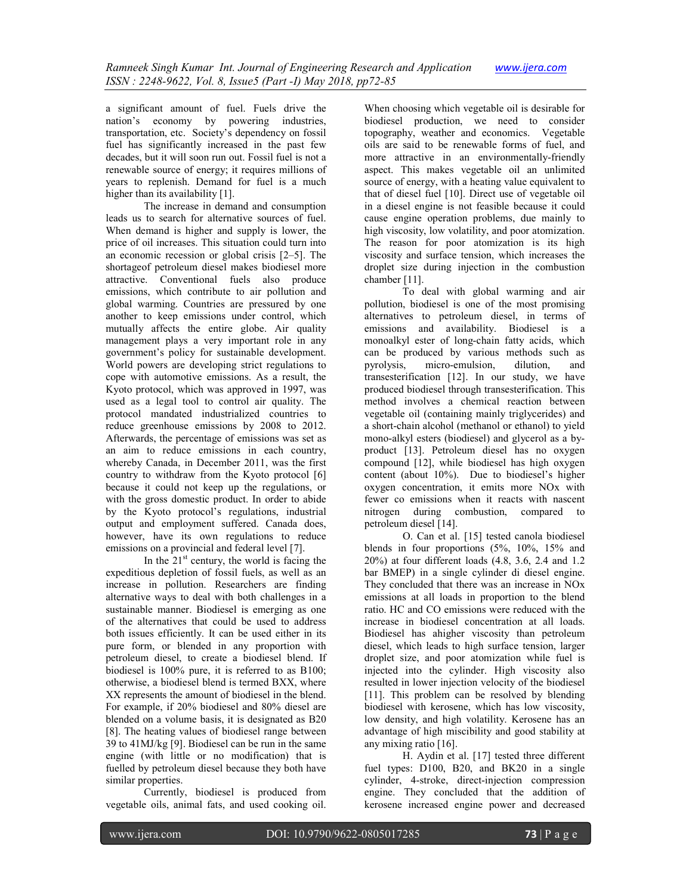a significant amount of fuel. Fuels drive the nation's economy by powering industries, transportation, etc. Society's dependency on fossil fuel has significantly increased in the past few decades, but it will soon run out. Fossil fuel is not a renewable source of energy; it requires millions of years to replenish. Demand for fuel is a much higher than its availability [1].

The increase in demand and consumption leads us to search for alternative sources of fuel. When demand is higher and supply is lower, the price of oil increases. This situation could turn into an economic recession or global crisis [2–5]. The shortageof petroleum diesel makes biodiesel more attractive. Conventional fuels also produce emissions, which contribute to air pollution and global warming. Countries are pressured by one another to keep emissions under control, which mutually affects the entire globe. Air quality management plays a very important role in any government's policy for sustainable development. World powers are developing strict regulations to cope with automotive emissions. As a result, the Kyoto protocol, which was approved in 1997, was used as a legal tool to control air quality. The protocol mandated industrialized countries to reduce greenhouse emissions by 2008 to 2012. Afterwards, the percentage of emissions was set as an aim to reduce emissions in each country, whereby Canada, in December 2011, was the first country to withdraw from the Kyoto protocol [6] because it could not keep up the regulations, or with the gross domestic product. In order to abide by the Kyoto protocol's regulations, industrial output and employment suffered. Canada does, however, have its own regulations to reduce emissions on a provincial and federal level [7].

In the 21st century, the world is facing the expeditious depletion of fossil fuels, as well as an increase in pollution. Researchers are finding alternative ways to deal with both challenges in a sustainable manner. Biodiesel is emerging as one of the alternatives that could be used to address both issues efficiently. It can be used either in its pure form, or blended in any proportion with petroleum diesel, to create a biodiesel blend. If biodiesel is 100% pure, it is referred to as B100; otherwise, a biodiesel blend is termed BXX, where XX represents the amount of biodiesel in the blend. For example, if 20% biodiesel and 80% diesel are blended on a volume basis, it is designated as B20 [8]. The heating values of biodiesel range between 39 to 41MJ/kg [9]. Biodiesel can be run in the same engine (with little or no modification) that is fuelled by petroleum diesel because they both have similar properties.

Currently, biodiesel is produced from vegetable oils, animal fats, and used cooking oil. When choosing which vegetable oil is desirable for biodiesel production, we need to consider topography, weather and economics. Vegetable oils are said to be renewable forms of fuel, and more attractive in an environmentally-friendly aspect. This makes vegetable oil an unlimited source of energy, with a heating value equivalent to that of diesel fuel [10]. Direct use of vegetable oil in a diesel engine is not feasible because it could cause engine operation problems, due mainly to high viscosity, low volatility, and poor atomization. The reason for poor atomization is its high viscosity and surface tension, which increases the droplet size during injection in the combustion chamber [11].

To deal with global warming and air pollution, biodiesel is one of the most promising alternatives to petroleum diesel, in terms of emissions and availability. Biodiesel is a monoalkyl ester of long-chain fatty acids, which can be produced by various methods such as pyrolysis, micro-emulsion, dilution, and transesterification [12]. In our study, we have produced biodiesel through transesterification. This method involves a chemical reaction between vegetable oil (containing mainly triglycerides) and a short-chain alcohol (methanol or ethanol) to yield mono-alkyl esters (biodiesel) and glycerol as a by-product [13]. Petroleum diesel has no oxygen compound [12], while biodiesel has high oxygen content (about 10%). Due to biodiesel's higher oxygen concentration, it emits more NOx with fewer co emissions when it reacts with nascent nitrogen during combustion, compared to petroleum diesel [14].

O. Can et al. [15] tested canola biodiesel blends in four proportions (5%, 10%, 15% and 20%) at four different loads (4.8, 3.6, 2.4 and 1.2 bar BMEP) in a single cylinder di diesel engine. They concluded that there was an increase in NOx emissions at all loads in proportion to the blend ratio. HC and CO emissions were reduced with the increase in biodiesel concentration at all loads. Biodiesel has ahigher viscosity than petroleum diesel, which leads to high surface tension, larger droplet size, and poor atomization while fuel is injected into the cylinder. High viscosity also resulted in lower injection velocity of the biodiesel [11]. This problem can be resolved by blending biodiesel with kerosene, which has low viscosity, low density, and high volatility. Kerosene has an advantage of high miscibility and good stability at any mixing ratio [16].

H. Aydin et al. [17] tested three different fuel types: D100, B20, and BK20 in a single cylinder, 4-stroke, direct-injection compression engine. They concluded that the addition of kerosene increased engine power and decreased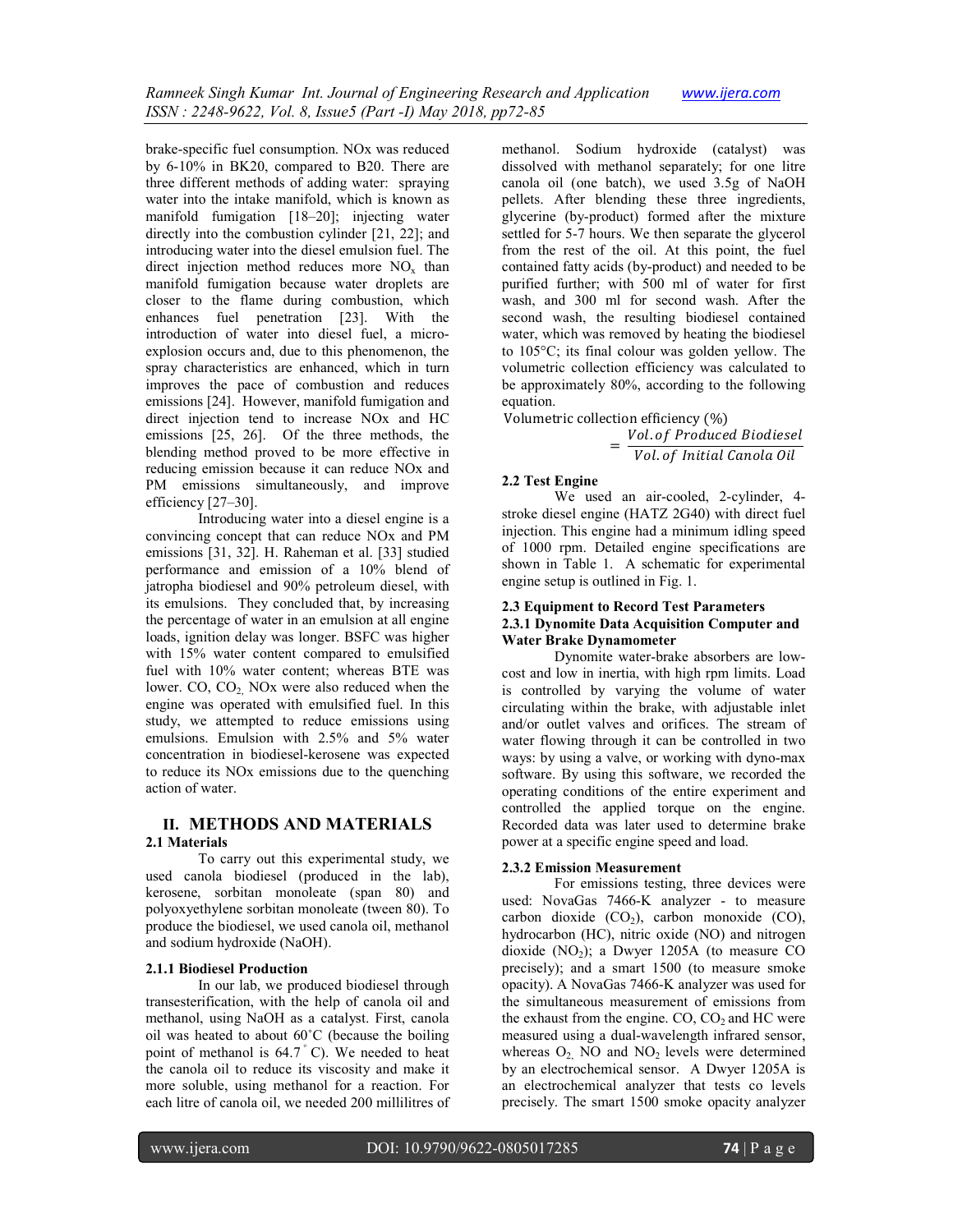brake-specific fuel consumption. NOx was reduced by 6-10% in BK20, compared to B20. There are three different methods of adding water: spraying water into the intake manifold, which is known as manifold fumigation [18–20]; injecting water directly into the combustion cylinder [21, 22]; and introducing water into the diesel emulsion fuel. The direct injection method reduces more $NO_x$ than manifold fumigation because water droplets are closer to the flame during combustion, which enhances fuel penetration [23]. With the introduction of water into diesel fuel, a micro-explosion occurs and, due to this phenomenon, the spray characteristics are enhanced, which in turn improves the pace of combustion and reduces emissions [24]. However, manifold fumigation and direct injection tend to increase NOx and HC emissions [25, 26]. Of the three methods, the blending method proved to be more effective in reducing emission because it can reduce NOx and PM emissions simultaneously, and improve efficiency [27–30].

Introducing water into a diesel engine is a convincing concept that can reduce NOx and PM emissions [31, 32]. H. Raheman et al. [33] studied performance and emission of a 10% blend of jatropha biodiesel and 90% petroleum diesel, with its emulsions. They concluded that, by increasing the percentage of water in an emulsion at all engine loads, ignition delay was longer. BSFC was higher with 15% water content compared to emulsified fuel with 10% water content; whereas BTE was lower. CO, $CO_2$, NOx were also reduced when the engine was operated with emulsified fuel. In this study, we attempted to reduce emissions using emulsions. Emulsion with 2.5% and 5% water concentration in biodiesel-kerosene was expected to reduce its NOx emissions due to the quenching action of water.

## II. METHODS AND MATERIALS

### 2.1 Materials

To carry out this experimental study, we used canola biodiesel (produced in the lab), kerosene, sorbitan monoleate (span 80) and polyoxyethylene sorbitan monoleate (tween 80). To produce the biodiesel, we used canola oil, methanol and sodium hydroxide (NaOH).

#### 2.1.1 Biodiesel Production

In our lab, we produced biodiesel through transesterification, with the help of canola oil and methanol, using NaOH as a catalyst. First, canola oil was heated to about 60˚C (because the boiling point of methanol is 64.7˚C). We needed to heat the canola oil to reduce its viscosity and make it more soluble, using methanol for a reaction. For each litre of canola oil, we needed 200 millilitres of methanol. Sodium hydroxide (catalyst) was dissolved with methanol separately; for one litre canola oil (one batch), we used 3.5g of NaOH pellets. After blending these three ingredients, glycerine (by-product) formed after the mixture settled for 5-7 hours. We then separate the glycerol from the rest of the oil. At this point, the fuel contained fatty acids (by-product) and needed to be purified further; with 500 ml of water for first wash, and 300 ml for second wash. After the second wash, the resulting biodiesel contained water, which was removed by heating the biodiesel to 105°C; its final colour was golden yellow. The volumetric collection efficiency was calculated to be approximately 80%, according to the following equation.

$$\text{Volumetric collection efficiency (\%)} = \frac{Vol.of\ Produced\ Biodiesel}{Vol.of\ Initial\ Canola\ Oil}$$

### 2.2 Test Engine

We used an air-cooled, 2-cylinder, 4-stroke diesel engine (HATZ 2G40) with direct fuel injection. This engine had a minimum idling speed of 1000 rpm. Detailed engine specifications are shown in Table 1. A schematic for experimental engine setup is outlined in Fig. 1.

### 2.3 Equipment to Record Test Parameters

#### 2.3.1 Dynomite Data Acquisition Computer and Water Brake Dynamometer

Dynomite water-brake absorbers are low-cost and low in inertia, with high rpm limits. Load is controlled by varying the volume of water circulating within the brake, with adjustable inlet and/or outlet valves and orifices. The stream of water flowing through it can be controlled in two ways: by using a valve, or working with dyno-max software. By using this software, we recorded the operating conditions of the entire experiment and controlled the applied torque on the engine. Recorded data was later used to determine brake power at a specific engine speed and load.

#### 2.3.2 Emission Measurement

For emissions testing, three devices were used: NovaGas 7466-K analyzer - to measure carbon dioxide ($CO_2$), carbon monoxide (CO), hydrocarbon (HC), nitric oxide (NO) and nitrogen dioxide ($NO_2$); a Dwyer 1205A (to measure CO precisely); and a smart 1500 (to measure smoke opacity). A NovaGas 7466-K analyzer was used for the simultaneous measurement of emissions from the exhaust from the engine. CO, $CO_2$ and HC were measured using a dual-wavelength infrared sensor, whereas $O_2$, NO and $NO_2$ levels were determined by an electrochemical sensor. A Dwyer 1205A is an electrochemical analyzer that tests co levels precisely. The smart 1500 smoke opacity analyzer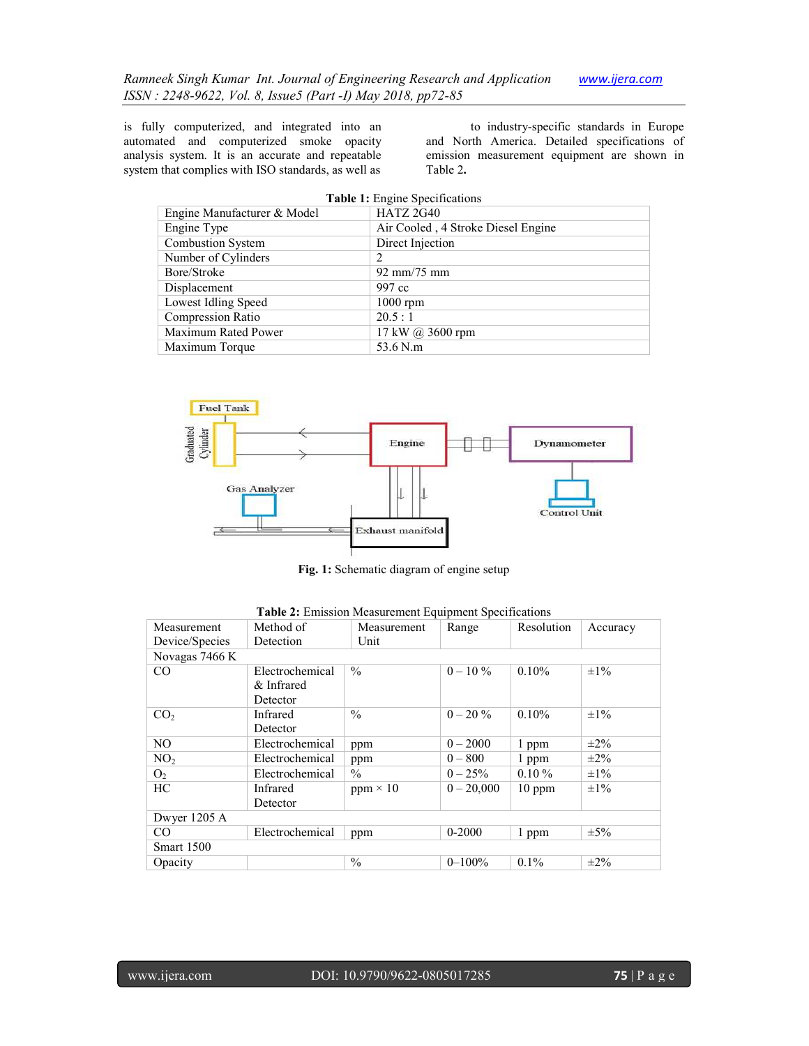is fully computerized, and integrated into an automated and computerized smoke opacity analysis system. It is an accurate and repeatable system that complies with ISO standards, as well as to industry-specific standards in Europe and North America. Detailed specifications of emission measurement equipment are shown in Table 2.

**Table 1:** Engine Specifications

| | |
|---|---|
| Engine Manufacturer & Model | HATZ 2G40 |
| Engine Type | Air Cooled , 4 Stroke Diesel Engine |
| Combustion System | Direct Injection |
| Number of Cylinders | 2 |
| Bore/Stroke | 92 mm/75 mm |
| Displacement | 997 cc |
| Lowest Idling Speed | 1000 rpm |
| Compression Ratio | 20.5 : 1 |
| Maximum Rated Power | 17 kW @ 3600 rpm |
| Maximum Torque | 53.6 N.m |

**Fig. 1:** Schematic diagram of engine setup

**Table 2:** Emission Measurement Equipment Specifications

| Measurement Device/Species | Method of Detection | Measurement Unit | Range | Resolution | Accuracy |
|---|---|---|---|---|---|
| Novagas 7466 K | | | | | |
| CO | Electrochemical & Infrared Detector | % | 0 – 10 % | 0.10% | ±1% |
| $CO_2$ | Infrared Detector | % | 0 – 20 % | 0.10% | ±1% |
| NO | Electrochemical | ppm | 0 – 2000 | 1 ppm | ±2% |
| $NO_2$ | Electrochemical | ppm | 0 – 800 | 1 ppm | ±2% |
| $O_2$ | Electrochemical | % | 0 – 25% | 0.10 % | ±1% |
| HC | Infrared Detector | ppm × 10 | 0 – 20,000 | 10 ppm | ±1% |
| Dwyer 1205 A | | | | | |
| CO | Electrochemical | ppm | 0-2000 | 1 ppm | ±5% |
| Smart 1500 | | | | | |
| Opacity | | % | 0–100% | 0.1% | ±2% |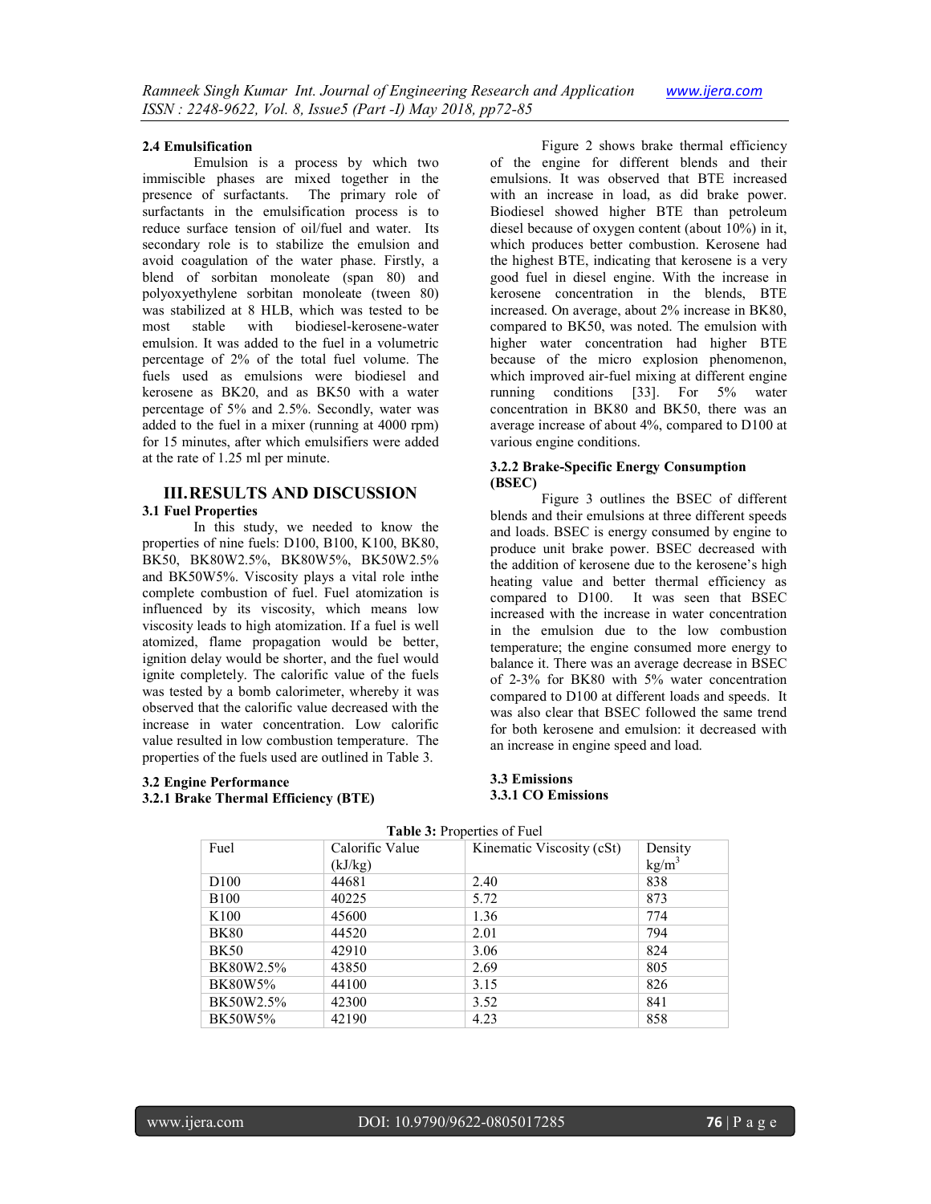### 2.4 Emulsification

Emulsion is a process by which two immiscible phases are mixed together in the presence of surfactants. The primary role of surfactants in the emulsification process is to reduce surface tension of oil/fuel and water. Its secondary role is to stabilize the emulsion and avoid coagulation of the water phase. Firstly, a blend of sorbitan monoleate (span 80) and polyoxyethylene sorbitan monoleate (tween 80) was stabilized at 8 HLB, which was tested to be most stable with biodiesel-kerosene-water emulsion. It was added to the fuel in a volumetric percentage of 2% of the total fuel volume. The fuels used as emulsions were biodiesel and kerosene as BK20, and as BK50 with a water percentage of 5% and 2.5%. Secondly, water was added to the fuel in a mixer (running at 4000 rpm) for 15 minutes, after which emulsifiers were added at the rate of 1.25 ml per minute.

## III. RESULTS AND DISCUSSION

### 3.1 Fuel Properties

In this study, we needed to know the properties of nine fuels: D100, B100, K100, BK80, BK50, BK80W2.5%, BK80W5%, BK50W2.5% and BK50W5%. Viscosity plays a vital role inthe complete combustion of fuel. Fuel atomization is influenced by its viscosity, which means low viscosity leads to high atomization. If a fuel is well atomized, flame propagation would be better, ignition delay would be shorter, and the fuel would ignite completely. The calorific value of the fuels was tested by a bomb calorimeter, whereby it was observed that the calorific value decreased with the increase in water concentration. Low calorific value resulted in low combustion temperature. The properties of the fuels used are outlined in Table 3.

### 3.2 Engine Performance

#### 3.2.1 Brake Thermal Efficiency (BTE)

Figure 2 shows brake thermal efficiency of the engine for different blends and their emulsions. It was observed that BTE increased with an increase in load, as did brake power. Biodiesel showed higher BTE than petroleum diesel because of oxygen content (about 10%) in it, which produces better combustion. Kerosene had the highest BTE, indicating that kerosene is a very good fuel in diesel engine. With the increase in kerosene concentration in the blends, BTE increased. On average, about 2% increase in BK80, compared to BK50, was noted. The emulsion with higher water concentration had higher BTE because of the micro explosion phenomenon, which improved air-fuel mixing at different engine running conditions [33]. For 5% water concentration in BK80 and BK50, there was an average increase of about 4%, compared to D100 at various engine conditions.

#### 3.2.2 Brake-Specific Energy Consumption (BSEC)

Figure 3 outlines the BSEC of different blends and their emulsions at three different speeds and loads. BSEC is energy consumed by engine to produce unit brake power. BSEC decreased with the addition of kerosene due to the kerosene's high heating value and better thermal efficiency as compared to D100. It was seen that BSEC increased with the increase in water concentration in the emulsion due to the low combustion temperature; the engine consumed more energy to balance it. There was an average decrease in BSEC of 2-3% for BK80 with 5% water concentration compared to D100 at different loads and speeds. It was also clear that BSEC followed the same trend for both kerosene and emulsion: it decreased with an increase in engine speed and load.

### 3.3 Emissions

#### 3.3.1 CO Emissions

**Table 3:** Properties of Fuel

| Fuel | Calorific Value (kJ/kg) | Kinematic Viscosity (cSt) | Density $kg/m^3$ |
|---|---|---|---|
| D100 | 44681 | 2.40 | 838 |
| B100 | 40225 | 5.72 | 873 |
| K100 | 45600 | 1.36 | 774 |
| BK80 | 44520 | 2.01 | 794 |
| BK50 | 42910 | 3.06 | 824 |
| BK80W2.5% | 43850 | 2.69 | 805 |
| BK80W5% | 44100 | 3.15 | 826 |
| BK50W2.5% | 42300 | 3.52 | 841 |
| BK50W5% | 42190 | 4.23 | 858 |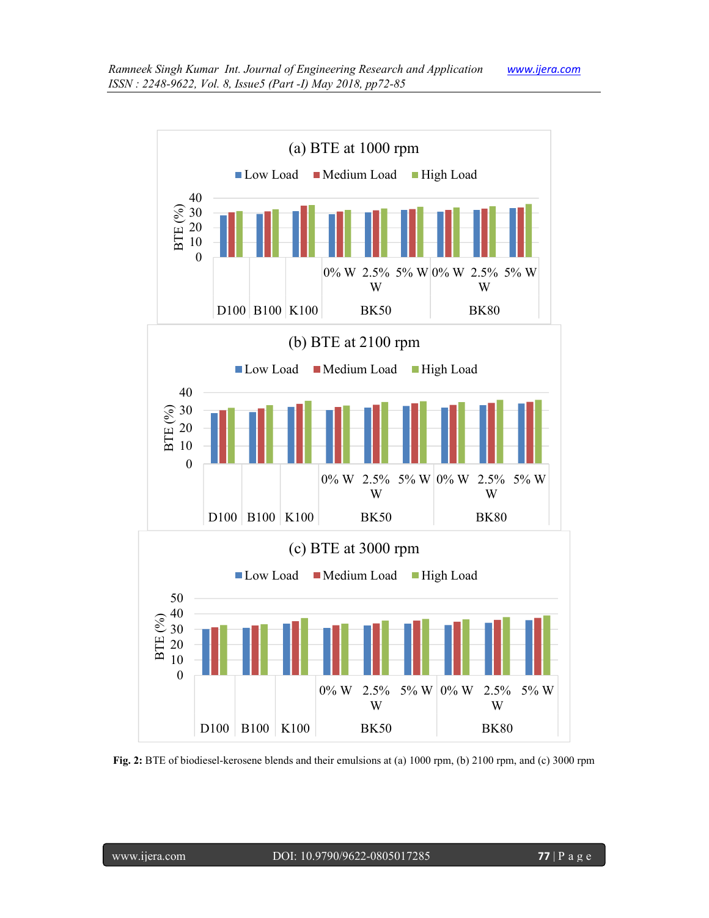**Fig. 2:** BTE of biodiesel-kerosene blends and their emulsions at (a) 1000 rpm, (b) 2100 rpm, and (c) 3000 rpm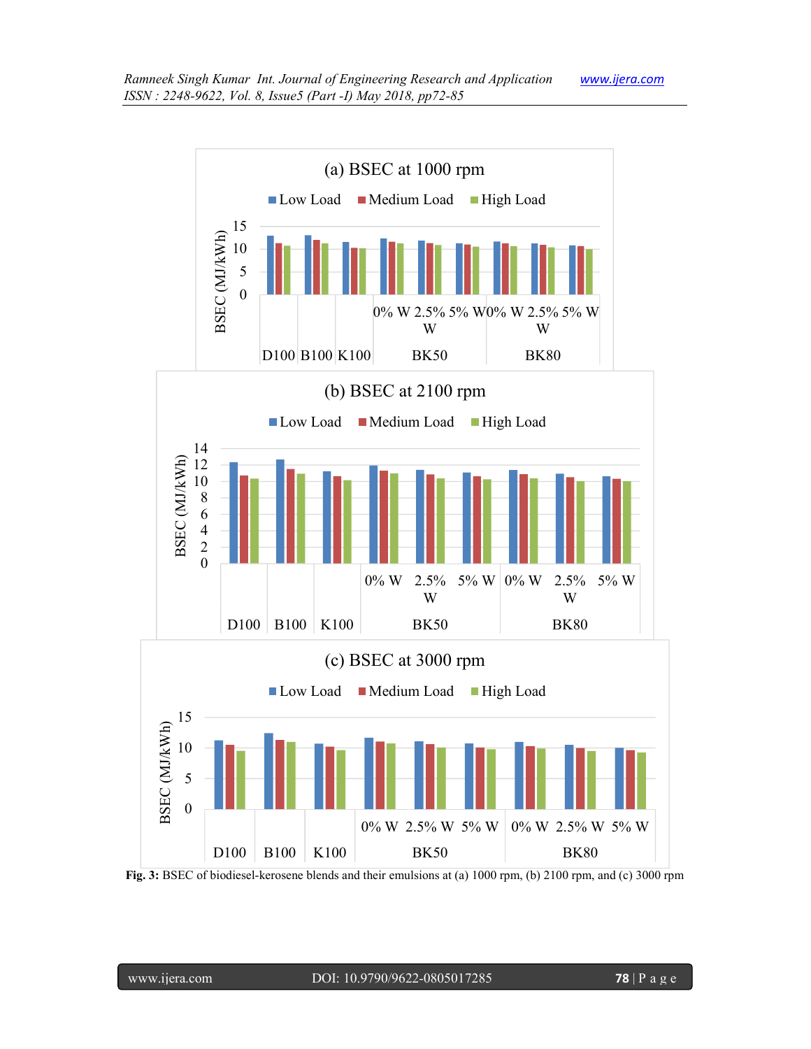**Fig. 3:** BSEC of biodiesel-kerosene blends and their emulsions at (a) 1000 rpm, (b) 2100 rpm, and (c) 3000 rpm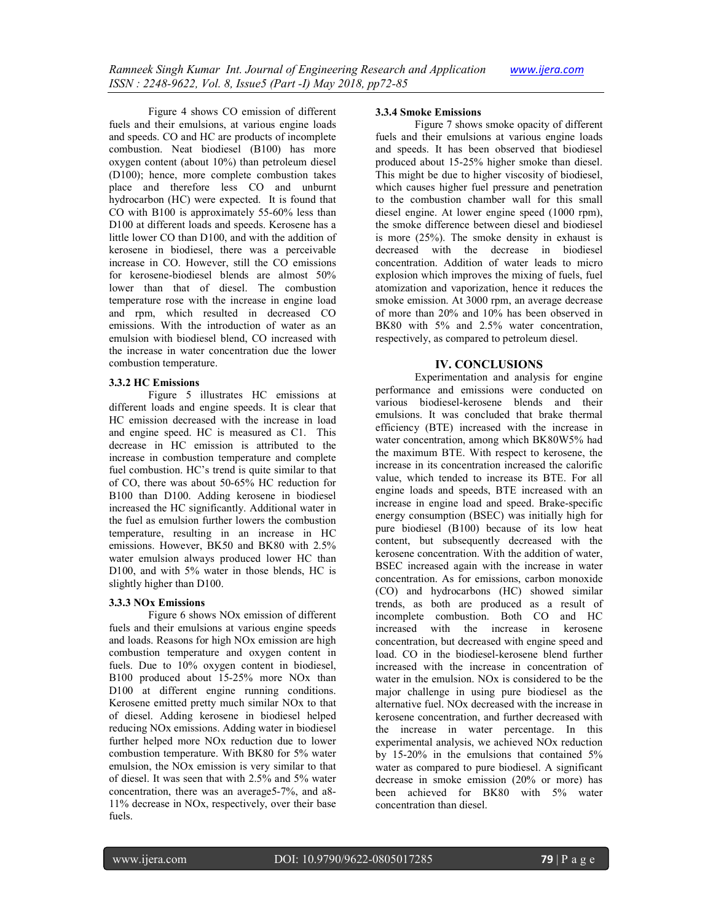Figure 4 shows CO emission of different fuels and their emulsions, at various engine loads and speeds. CO and HC are products of incomplete combustion. Neat biodiesel (B100) has more oxygen content (about 10%) than petroleum diesel (D100); hence, more complete combustion takes place and therefore less CO and unburnt hydrocarbon (HC) were expected. It is found that CO with B100 is approximately 55-60% less than D100 at different loads and speeds. Kerosene has a little lower CO than D100, and with the addition of kerosene in biodiesel, there was a perceivable increase in CO. However, still the CO emissions for kerosene-biodiesel blends are almost 50% lower than that of diesel. The combustion temperature rose with the increase in engine load and rpm, which resulted in decreased CO emissions. With the introduction of water as an emulsion with biodiesel blend, CO increased with the increase in water concentration due the lower combustion temperature.

### 3.3.2 HC Emissions

Figure 5 illustrates HC emissions at different loads and engine speeds. It is clear that HC emission decreased with the increase in load and engine speed. HC is measured as C1. This decrease in HC emission is attributed to the increase in combustion temperature and complete fuel combustion. HC's trend is quite similar to that of CO, there was about 50-65% HC reduction for B100 than D100. Adding kerosene in biodiesel increased the HC significantly. Additional water in the fuel as emulsion further lowers the combustion temperature, resulting in an increase in HC emissions. However, BK50 and BK80 with 2.5% water emulsion always produced lower HC than D100, and with 5% water in those blends, HC is slightly higher than D100.

### 3.3.3 NOx Emissions

Figure 6 shows NOx emission of different fuels and their emulsions at various engine speeds and loads. Reasons for high NOx emission are high combustion temperature and oxygen content in fuels. Due to 10% oxygen content in biodiesel, B100 produced about 15-25% more NOx than D100 at different engine running conditions. Kerosene emitted pretty much similar NOx to that of diesel. Adding kerosene in biodiesel helped reducing NOx emissions. Adding water in biodiesel further helped more NOx reduction due to lower combustion temperature. With BK80 for 5% water emulsion, the NOx emission is very similar to that of diesel. It was seen that with 2.5% and 5% water concentration, there was an average5-7%, and a8-11% decrease in NOx, respectively, over their base fuels.

### 3.3.4 Smoke Emissions

Figure 7 shows smoke opacity of different fuels and their emulsions at various engine loads and speeds. It has been observed that biodiesel produced about 15-25% higher smoke than diesel. This might be due to higher viscosity of biodiesel, which causes higher fuel pressure and penetration to the combustion chamber wall for this small diesel engine. At lower engine speed (1000 rpm), the smoke difference between diesel and biodiesel is more (25%). The smoke density in exhaust is decreased with the decrease in biodiesel concentration. Addition of water leads to micro explosion which improves the mixing of fuels, fuel atomization and vaporization, hence it reduces the smoke emission. At 3000 rpm, an average decrease of more than 20% and 10% has been observed in BK80 with 5% and 2.5% water concentration, respectively, as compared to petroleum diesel.

## IV. CONCLUSIONS

Experimentation and analysis for engine performance and emissions were conducted on various biodiesel-kerosene blends and their emulsions. It was concluded that brake thermal efficiency (BTE) increased with the increase in water concentration, among which BK80W5% had the maximum BTE. With respect to kerosene, the increase in its concentration increased the calorific value, which tended to increase its BTE. For all engine loads and speeds, BTE increased with an increase in engine load and speed. Brake-specific energy consumption (BSEC) was initially high for pure biodiesel (B100) because of its low heat content, but subsequently decreased with the kerosene concentration. With the addition of water, BSEC increased again with the increase in water concentration. As for emissions, carbon monoxide (CO) and hydrocarbons (HC) showed similar trends, as both are produced as a result of incomplete combustion. Both CO and HC increased with the increase in kerosene concentration, but decreased with engine speed and load. CO in the biodiesel-kerosene blend further increased with the increase in concentration of water in the emulsion. NOx is considered to be the major challenge in using pure biodiesel as the alternative fuel. NOx decreased with the increase in kerosene concentration, and further decreased with the increase in water percentage. In this experimental analysis, we achieved NOx reduction by 15-20% in the emulsions that contained 5% water as compared to pure biodiesel. A significant decrease in smoke emission (20% or more) has been achieved for BK80 with 5% water concentration than diesel.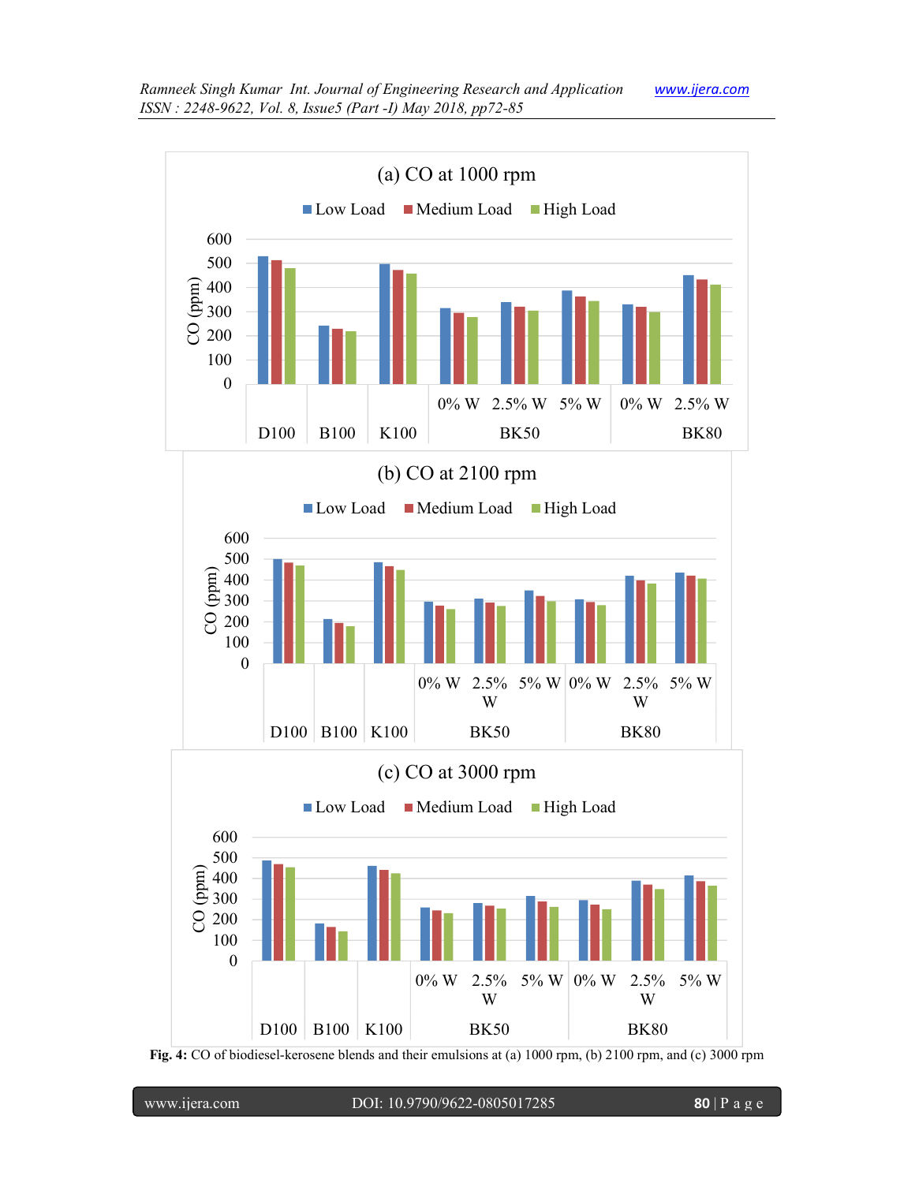Fig. 4: CO of biodiesel-kerosene blends and their emulsions at (a) 1000 rpm, (b) 2100 rpm, and (c) 3000 rpm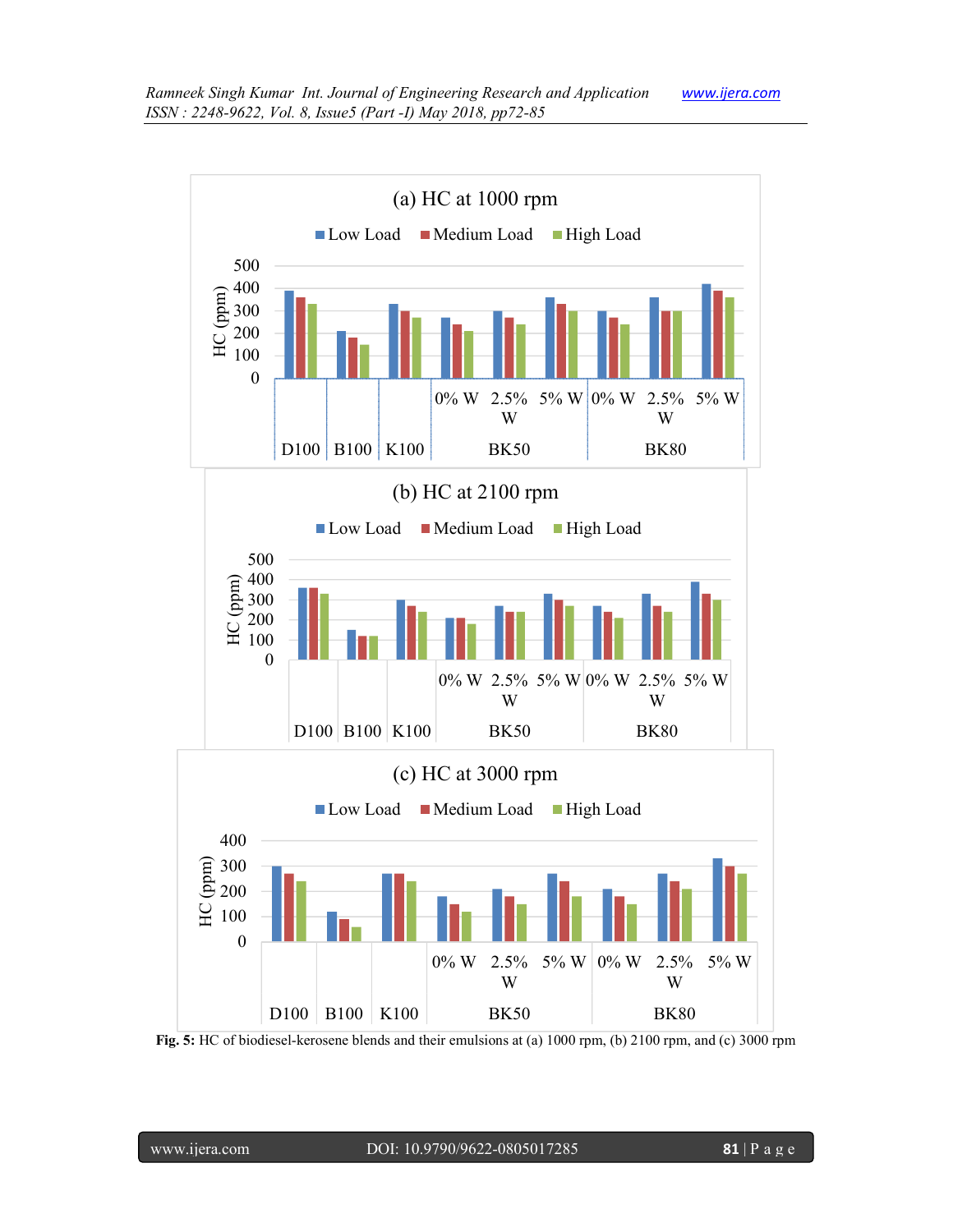Fig. 5: HC of biodiesel-kerosene blends and their emulsions at (a) 1000 rpm, (b) 2100 rpm, and (c) 3000 rpm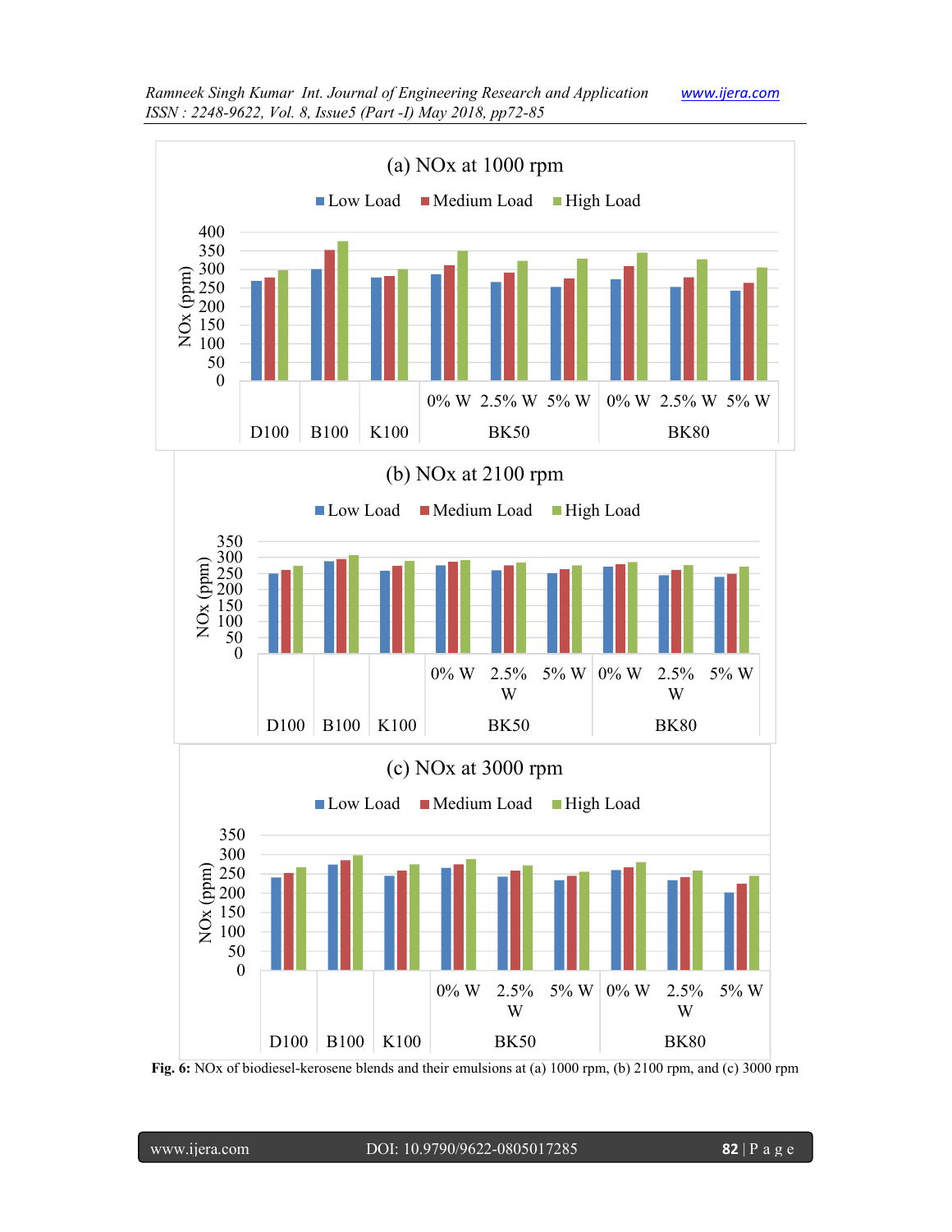**Fig. 6:** NOx of biodiesel-kerosene blends and their emulsions at (a) 1000 rpm, (b) 2100 rpm, and (c) 3000 rpm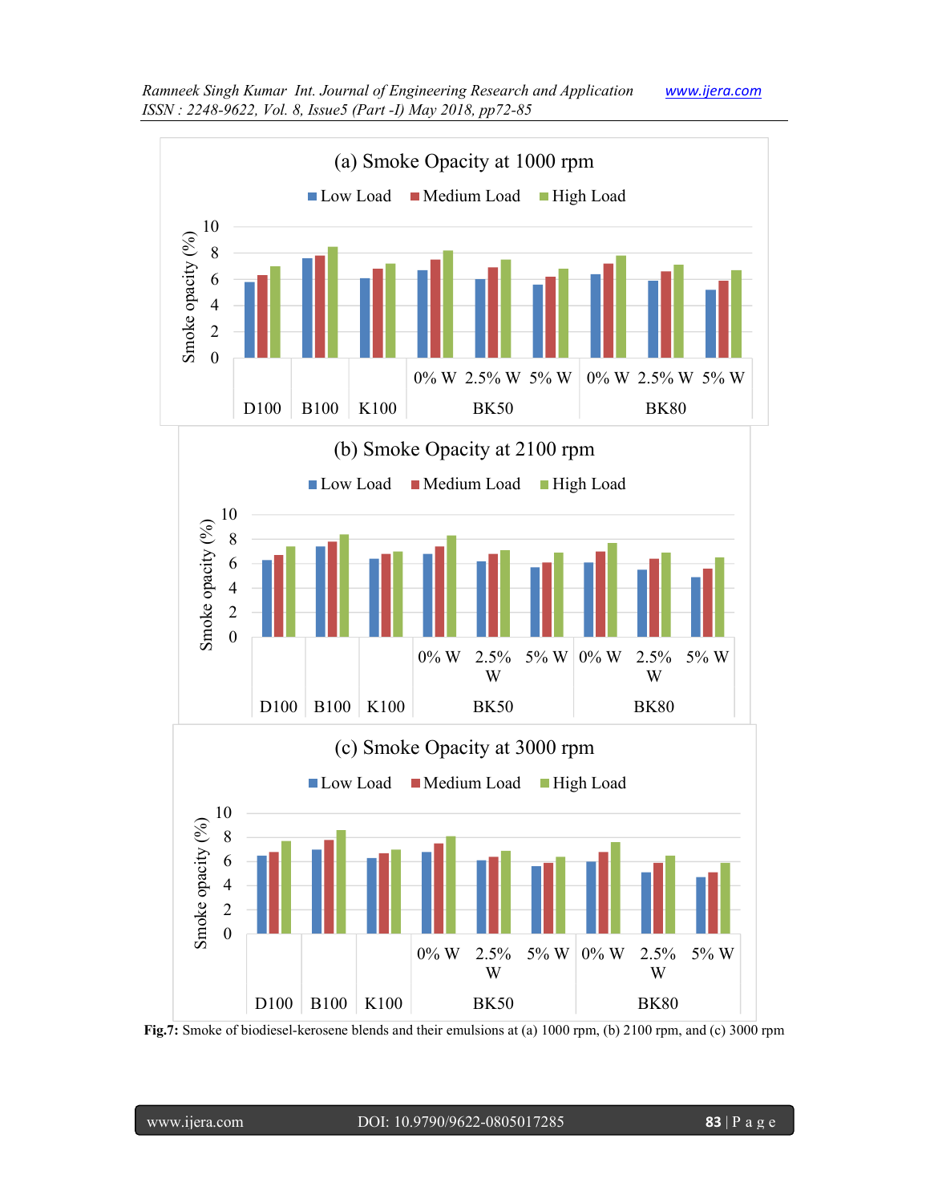**Fig.7:** Smoke of biodiesel-kerosene blends and their emulsions at (a) 1000 rpm, (b) 2100 rpm, and (c) 3000 rpm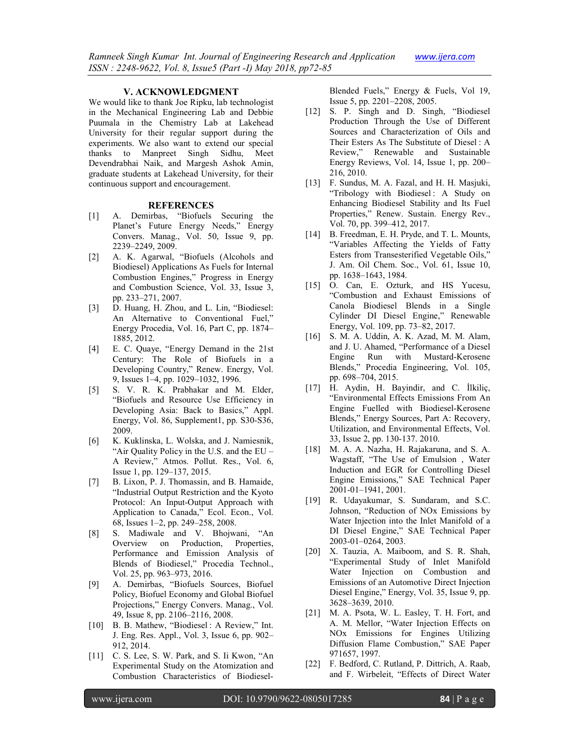## V. ACKNOWLEDGMENT

We would like to thank Joe Ripku, lab technologist in the Mechanical Engineering Lab and Debbie Puumala in the Chemistry Lab at Lakehead University for their regular support during the experiments. We also want to extend our special thanks to Manpreet Singh Sidhu, Meet Devendrabhai Naik, and Margesh Ashok Amin, graduate students at Lakehead University, for their continuous support and encouragement.

## REFERENCES

[1] A. Demirbas, "Biofuels Securing the Planet's Future Energy Needs," Energy Convers. Manag., Vol. 50, Issue 9, pp. 2239–2249, 2009.

[2] A. K. Agarwal, "Biofuels (Alcohols and Biodiesel) Applications As Fuels for Internal Combustion Engines," Progress in Energy and Combustion Science, Vol. 33, Issue 3, pp. 233–271, 2007.

[3] D. Huang, H. Zhou, and L. Lin, "Biodiesel: An Alternative to Conventional Fuel," Energy Procedia, Vol. 16, Part C, pp. 1874–1885, 2012.

[4] E. C. Quaye, "Energy Demand in the 21st Century: The Role of Biofuels in a Developing Country," Renew. Energy, Vol. 9, Issues 1–4, pp. 1029–1032, 1996.

[5] S. V. R. K. Prabhakar and M. Elder, "Biofuels and Resource Use Efficiency in Developing Asia: Back to Basics," Appl. Energy, Vol. 86, Supplement1, pp. S30-S36, 2009.

[6] K. Kuklinska, L. Wolska, and J. Namiesnik, "Air Quality Policy in the U.S. and the EU – A Review," Atmos. Pollut. Res., Vol. 6, Issue 1, pp. 129–137, 2015.

[7] B. Lixon, P. J. Thomassin, and B. Hamaide, "Industrial Output Restriction and the Kyoto Protocol: An Input-Output Approach with Application to Canada," Ecol. Econ., Vol. 68, Issues 1–2, pp. 249–258, 2008.

[8] S. Madiwale and V. Bhojwani, "An Overview on Production, Properties, Performance and Emission Analysis of Blends of Biodiesel," Procedia Technol., Vol. 25, pp. 963–973, 2016.

[9] A. Demirbas, "Biofuels Sources, Biofuel Policy, Biofuel Economy and Global Biofuel Projections," Energy Convers. Manag., Vol. 49, Issue 8, pp. 2106–2116, 2008.

[10] B. B. Mathew, "Biodiesel : A Review," Int. J. Eng. Res. Appl., Vol. 3, Issue 6, pp. 902–912, 2014.

[11] C. S. Lee, S. W. Park, and S. Ii Kwon, "An Experimental Study on the Atomization and Combustion Characteristics of Biodiesel-Blended Fuels," Energy & Fuels, Vol 19, Issue 5, pp. 2201–2208, 2005.

[12] S. P. Singh and D. Singh, "Biodiesel Production Through the Use of Different Sources and Characterization of Oils and Their Esters As The Substitute of Diesel : A Review," Renewable and Sustainable Energy Reviews, Vol. 14, Issue 1, pp. 200–216, 2010.

[13] F. Sundus, M. A. Fazal, and H. H. Masjuki, "Tribology with Biodiesel : A Study on Enhancing Biodiesel Stability and Its Fuel Properties," Renew. Sustain. Energy Rev., Vol. 70, pp. 399–412, 2017.

[14] B. Freedman, E. H. Pryde, and T. L. Mounts, "Variables Affecting the Yields of Fatty Esters from Transesterified Vegetable Oils," J. Am. Oil Chem. Soc., Vol. 61, Issue 10, pp. 1638–1643, 1984.

[15] O. Can, E. Ozturk, and HS Yucesu, "Combustion and Exhaust Emissions of Canola Biodiesel Blends in a Single Cylinder DI Diesel Engine," Renewable Energy, Vol. 109, pp. 73–82, 2017.

[16] S. M. A. Uddin, A. K. Azad, M. M. Alam, and J. U. Ahamed, "Performance of a Diesel Engine Run with Mustard-Kerosene Blends," Procedia Engineering, Vol. 105, pp. 698–704, 2015.

[17] H. Aydin, H. Bayindir, and C. İlkiliç, "Environmental Effects Emissions From An Engine Fuelled with Biodiesel-Kerosene Blends," Energy Sources, Part A: Recovery, Utilization, and Environmental Effects, Vol. 33, Issue 2, pp. 130-137. 2010.

[18] M. A. A. Nazha, H. Rajakaruna, and S. A. Wagstaff, "The Use of Emulsion , Water Induction and EGR for Controlling Diesel Engine Emissions," SAE Technical Paper 2001-01–1941, 2001.

[19] R. Udayakumar, S. Sundaram, and S.C. Johnson, "Reduction of NOx Emissions by Water Injection into the Inlet Manifold of a DI Diesel Engine," SAE Technical Paper 2003-01–0264, 2003.

[20] X. Tauzia, A. Maiboom, and S. R. Shah, "Experimental Study of Inlet Manifold Water Injection on Combustion and Emissions of an Automotive Direct Injection Diesel Engine," Energy, Vol. 35, Issue 9, pp. 3628–3639, 2010.

[21] M. A. Psota, W. L. Easley, T. H. Fort, and A. M. Mellor, "Water Injection Effects on NOx Emissions for Engines Utilizing Diffusion Flame Combustion," SAE Paper 971657, 1997.

[22] F. Bedford, C. Rutland, P. Dittrich, A. Raab, and F. Wirbeleit, "Effects of Direct Water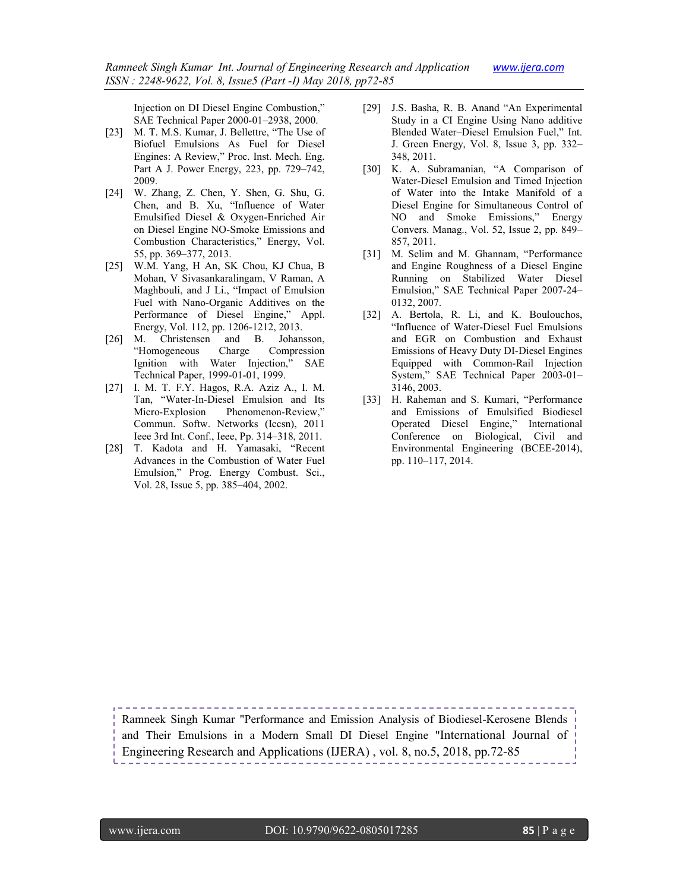Injection on DI Diesel Engine Combustion," SAE Technical Paper 2000-01–2938, 2000.

[23] M. T. M.S. Kumar, J. Bellettre, "The Use of Biofuel Emulsions As Fuel for Diesel Engines: A Review," Proc. Inst. Mech. Eng. Part A J. Power Energy, 223, pp. 729–742, 2009.

[24] W. Zhang, Z. Chen, Y. Shen, G. Shu, G. Chen, and B. Xu, "Influence of Water Emulsified Diesel & Oxygen-Enriched Air on Diesel Engine NO-Smoke Emissions and Combustion Characteristics," Energy, Vol. 55, pp. 369–377, 2013.

[25] W.M. Yang, H An, SK Chou, KJ Chua, B Mohan, V Sivasankaralingam, V Raman, A Maghbouli, and J Li., "Impact of Emulsion Fuel with Nano-Organic Additives on the Performance of Diesel Engine," Appl. Energy, Vol. 112, pp. 1206-1212, 2013.

[26] M. Christensen and B. Johansson, "Homogeneous Charge Compression Ignition with Water Injection," SAE Technical Paper, 1999-01-01, 1999.

[27] I. M. T. F.Y. Hagos, R.A. Aziz A., I. M. Tan, "Water-In-Diesel Emulsion and Its Micro-Explosion Phenomenon-Review," Commun. Softw. Networks (Iccsn), 2011 Ieee 3rd Int. Conf., Ieee, Pp. 314–318, 2011.

[28] T. Kadota and H. Yamasaki, "Recent Advances in the Combustion of Water Fuel Emulsion," Prog. Energy Combust. Sci., Vol. 28, Issue 5, pp. 385–404, 2002.

[29] J.S. Basha, R. B. Anand "An Experimental Study in a CI Engine Using Nano additive Blended Water–Diesel Emulsion Fuel," Int. J. Green Energy, Vol. 8, Issue 3, pp. 332–348, 2011.

[30] K. A. Subramanian, "A Comparison of Water-Diesel Emulsion and Timed Injection of Water into the Intake Manifold of a Diesel Engine for Simultaneous Control of NO and Smoke Emissions," Energy Convers. Manag., Vol. 52, Issue 2, pp. 849–857, 2011.

[31] M. Selim and M. Ghannam, "Performance and Engine Roughness of a Diesel Engine Running on Stabilized Water Diesel Emulsion," SAE Technical Paper 2007-24–0132, 2007.

[32] A. Bertola, R. Li, and K. Boulouchos, "Influence of Water-Diesel Fuel Emulsions and EGR on Combustion and Exhaust Emissions of Heavy Duty DI-Diesel Engines Equipped with Common-Rail Injection System," SAE Technical Paper 2003-01–3146, 2003.

[33] H. Raheman and S. Kumari, "Performance and Emissions of Emulsified Biodiesel Operated Diesel Engine," International Conference on Biological, Civil and Environmental Engineering (BCEE-2014), pp. 110–117, 2014.

Ramneek Singh Kumar "Performance and Emission Analysis of Biodiesel-Kerosene Blends and Their Emulsions in a Modern Small DI Diesel Engine "International Journal of Engineering Research and Applications (IJERA) , vol. 8, no.5, 2018, pp.72-85